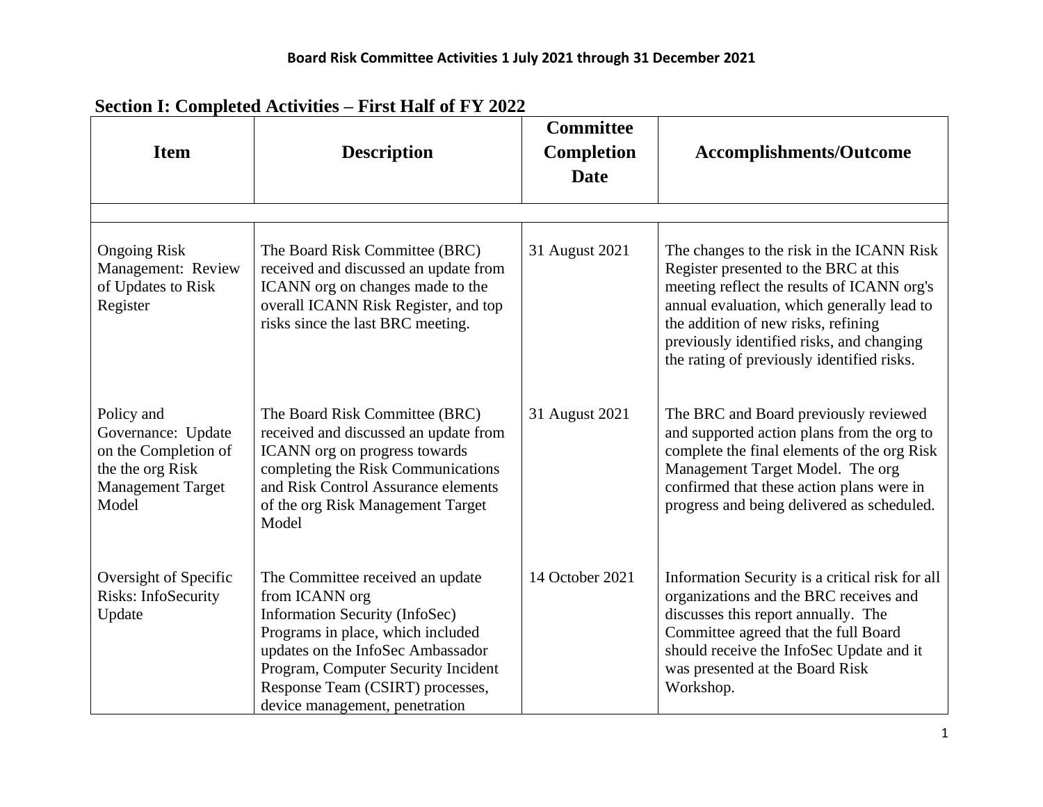**Board Risk Committee Activities 1 July 2021 through 31 December 2021**

## Section I: Completed Activities – First Half of FY 2022

| Item | Description | Committee Completion Date | Accomplishments/Outcome |
| --- | --- | --- | --- |
| | | | |
| Ongoing Risk Management: Review of Updates to Risk Register | The Board Risk Committee (BRC) received and discussed an update from ICANN org on changes made to the overall ICANN Risk Register, and top risks since the last BRC meeting. | 31 August 2021 | The changes to the risk in the ICANN Risk Register presented to the BRC at this meeting reflect the results of ICANN org's annual evaluation, which generally lead to the addition of new risks, refining previously identified risks, and changing the rating of previously identified risks. |
| Policy and Governance: Update on the Completion of the the org Risk Management Target Model | The Board Risk Committee (BRC) received and discussed an update from ICANN org on progress towards completing the Risk Communications and Risk Control Assurance elements of the org Risk Management Target Model | 31 August 2021 | The BRC and Board previously reviewed and supported action plans from the org to complete the final elements of the org Risk Management Target Model. The org confirmed that these action plans were in progress and being delivered as scheduled. |
| Oversight of Specific Risks: InfoSecurity Update | The Committee received an update from ICANN org Information Security (InfoSec) Programs in place, which included updates on the InfoSec Ambassador Program, Computer Security Incident Response Team (CSIRT) processes, device management, penetration | 14 October 2021 | Information Security is a critical risk for all organizations and the BRC receives and discusses this report annually. The Committee agreed that the full Board should receive the InfoSec Update and it was presented at the Board Risk Workshop. |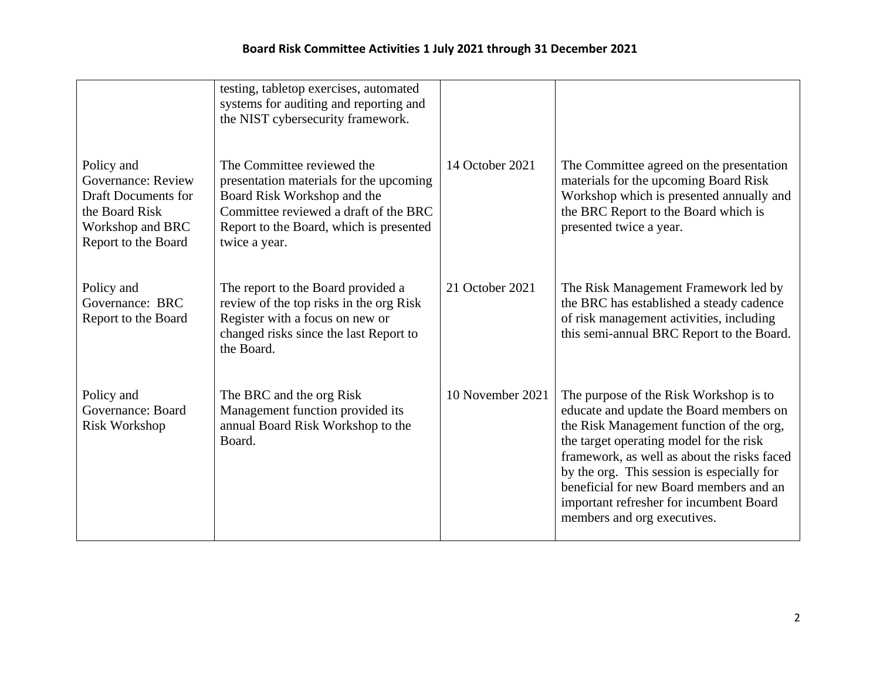## Board Risk Committee Activities 1 July 2021 through 31 December 2021

| | | | |
|---|---|---|---|
| | testing, tabletop exercises, automated systems for auditing and reporting and the NIST cybersecurity framework. | | |
| Policy and Governance: Review Draft Documents for the Board Risk Workshop and BRC Report to the Board | The Committee reviewed the presentation materials for the upcoming Board Risk Workshop and the Committee reviewed a draft of the BRC Report to the Board, which is presented twice a year. | 14 October 2021 | The Committee agreed on the presentation materials for the upcoming Board Risk Workshop which is presented annually and the BRC Report to the Board which is presented twice a year. |
| Policy and Governance: BRC Report to the Board | The report to the Board provided a review of the top risks in the org Risk Register with a focus on new or changed risks since the last Report to the Board. | 21 October 2021 | The Risk Management Framework led by the BRC has established a steady cadence of risk management activities, including this semi-annual BRC Report to the Board. |
| Policy and Governance: Board Risk Workshop | The BRC and the org Risk Management function provided its annual Board Risk Workshop to the Board. | 10 November 2021 | The purpose of the Risk Workshop is to educate and update the Board members on the Risk Management function of the org, the target operating model for the risk framework, as well as about the risks faced by the org. This session is especially for beneficial for new Board members and an important refresher for incumbent Board members and org executives. |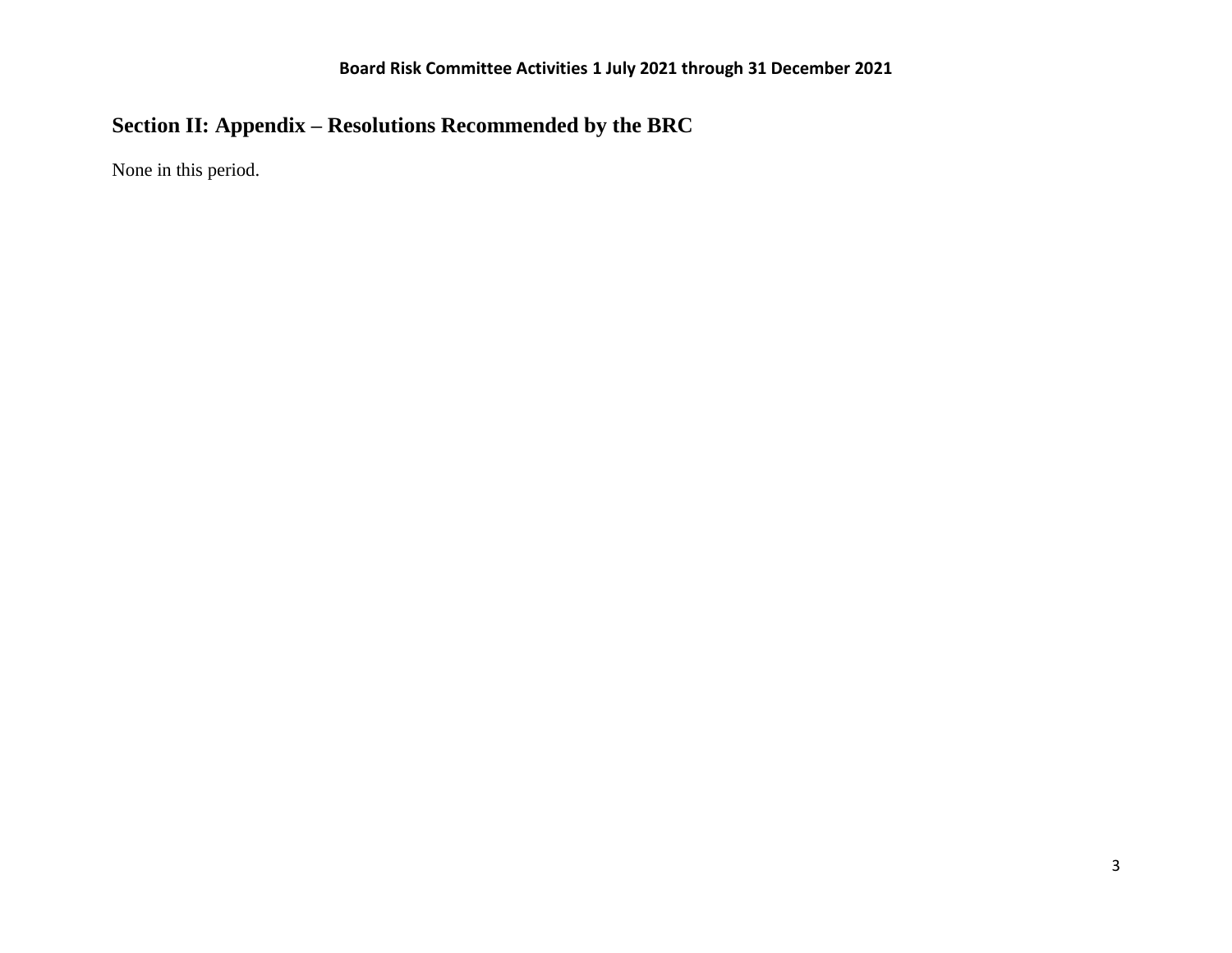## Section II: Appendix – Resolutions Recommended by the BRC

None in this period.